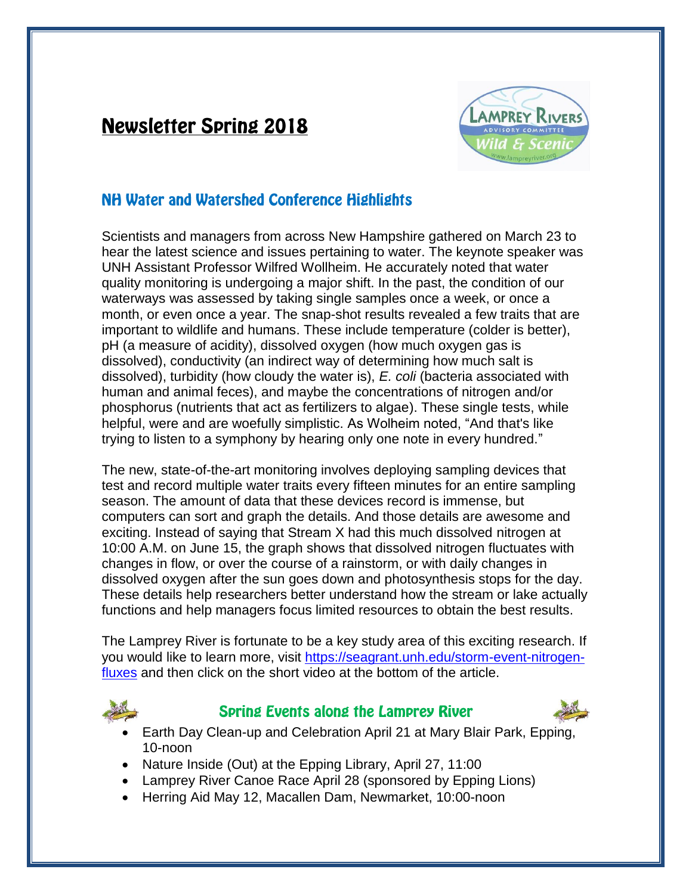# Newsletter Spring 2018

## NH Water and Watershed Conference Highlights

Scientists and managers from across New Hampshire gathered on March 23 to hear the latest science and issues pertaining to water. The keynote speaker was UNH Assistant Professor Wilfred Wollheim. He accurately noted that water quality monitoring is undergoing a major shift. In the past, the condition of our waterways was assessed by taking single samples once a week, or once a month, or even once a year. The snap-shot results revealed a few traits that are important to wildlife and humans. These include temperature (colder is better), pH (a measure of acidity), dissolved oxygen (how much oxygen gas is dissolved), conductivity (an indirect way of determining how much salt is dissolved), turbidity (how cloudy the water is), *E. coli* (bacteria associated with human and animal feces), and maybe the concentrations of nitrogen and/or phosphorus (nutrients that act as fertilizers to algae). These single tests, while helpful, were and are woefully simplistic. As Wolheim noted, "And that's like trying to listen to a symphony by hearing only one note in every hundred."

The new, state-of-the-art monitoring involves deploying sampling devices that test and record multiple water traits every fifteen minutes for an entire sampling season. The amount of data that these devices record is immense, but computers can sort and graph the details. And those details are awesome and exciting. Instead of saying that Stream X had this much dissolved nitrogen at 10:00 A.M. on June 15, the graph shows that dissolved nitrogen fluctuates with changes in flow, or over the course of a rainstorm, or with daily changes in dissolved oxygen after the sun goes down and photosynthesis stops for the day. These details help researchers better understand how the stream or lake actually functions and help managers focus limited resources to obtain the best results.

The Lamprey River is fortunate to be a key study area of this exciting research. If you would like to learn more, visit [https://seagrant.unh.edu/storm-event-nitrogen-fluxes](https://seagrant.unh.edu/storm-event-nitrogen-fluxes) and then click on the short video at the bottom of the article.

## Spring Events along the Lamprey River

- Earth Day Clean-up and Celebration April 21 at Mary Blair Park, Epping, 10-noon
- Nature Inside (Out) at the Epping Library, April 27, 11:00
- Lamprey River Canoe Race April 28 (sponsored by Epping Lions)
- Herring Aid May 12, Macallen Dam, Newmarket, 10:00-noon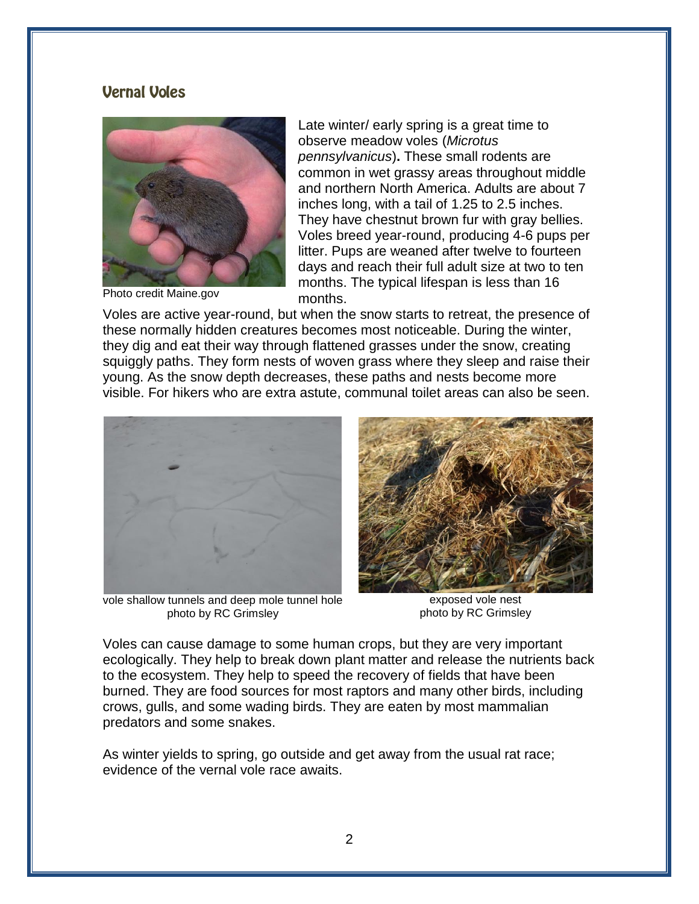## Vernal Voles

Photo credit Maine.gov

Late winter/ early spring is a great time to observe meadow voles (*Microtus pennsylvanicus*)**.** These small rodents are common in wet grassy areas throughout middle and northern North America. Adults are about 7 inches long, with a tail of 1.25 to 2.5 inches. They have chestnut brown fur with gray bellies. Voles breed year-round, producing 4-6 pups per litter. Pups are weaned after twelve to fourteen days and reach their full adult size at two to ten months. The typical lifespan is less than 16 months.

Voles are active year-round, but when the snow starts to retreat, the presence of these normally hidden creatures becomes most noticeable. During the winter, they dig and eat their way through flattened grasses under the snow, creating squiggly paths. They form nests of woven grass where they sleep and raise their young. As the snow depth decreases, these paths and nests become more visible. For hikers who are extra astute, communal toilet areas can also be seen.

vole shallow tunnels and deep mole tunnel hole
photo by RC Grimsley

exposed vole nest
photo by RC Grimsley

Voles can cause damage to some human crops, but they are very important ecologically. They help to break down plant matter and release the nutrients back to the ecosystem. They help to speed the recovery of fields that have been burned. They are food sources for most raptors and many other birds, including crows, gulls, and some wading birds. They are eaten by most mammalian predators and some snakes.

As winter yields to spring, go outside and get away from the usual rat race; evidence of the vernal vole race awaits.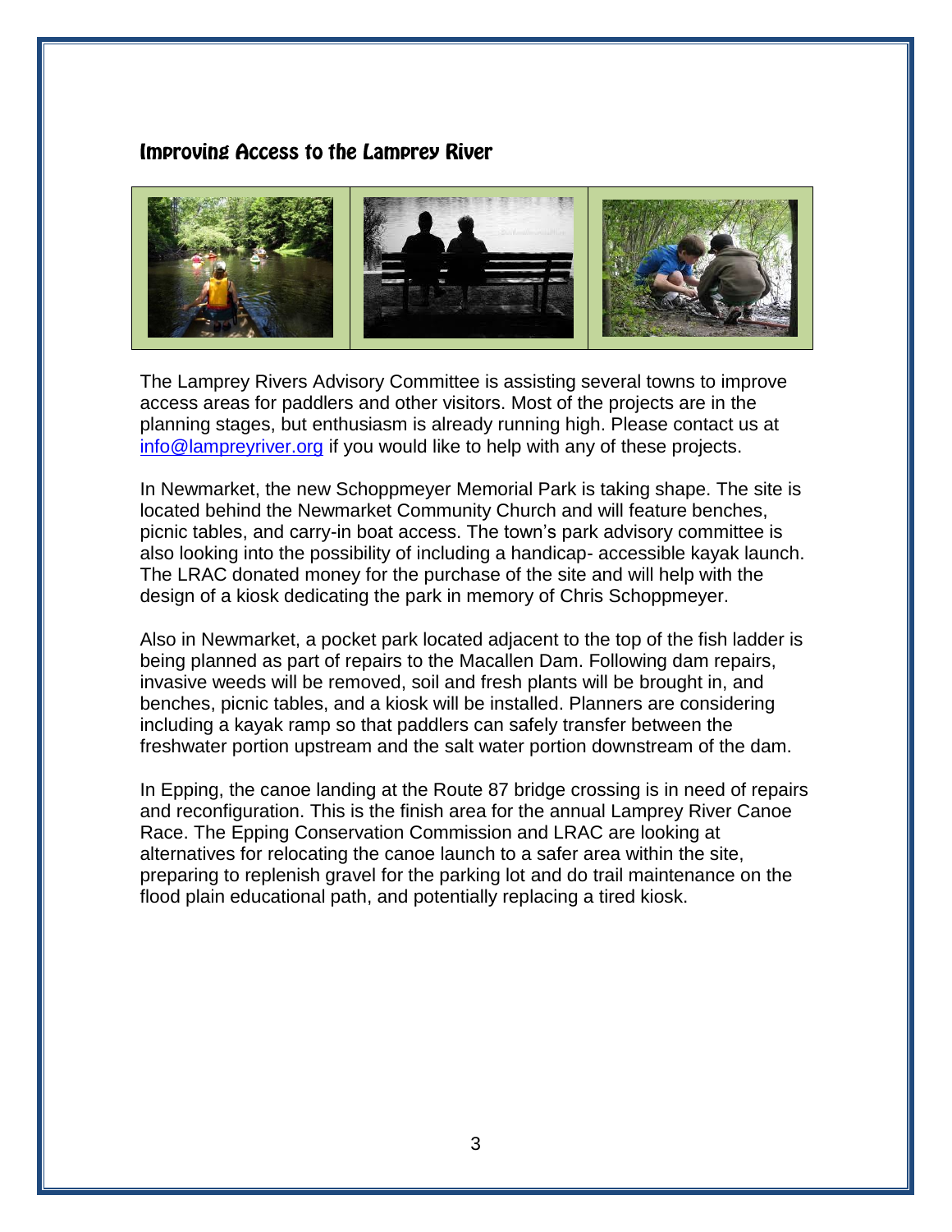## Improving Access to the Lamprey River

The Lamprey Rivers Advisory Committee is assisting several towns to improve access areas for paddlers and other visitors. Most of the projects are in the planning stages, but enthusiasm is already running high. Please contact us at info@lampreyriver.org if you would like to help with any of these projects.

In Newmarket, the new Schoppmeyer Memorial Park is taking shape. The site is located behind the Newmarket Community Church and will feature benches, picnic tables, and carry-in boat access. The town's park advisory committee is also looking into the possibility of including a handicap- accessible kayak launch. The LRAC donated money for the purchase of the site and will help with the design of a kiosk dedicating the park in memory of Chris Schoppmeyer.

Also in Newmarket, a pocket park located adjacent to the top of the fish ladder is being planned as part of repairs to the Macallen Dam. Following dam repairs, invasive weeds will be removed, soil and fresh plants will be brought in, and benches, picnic tables, and a kiosk will be installed. Planners are considering including a kayak ramp so that paddlers can safely transfer between the freshwater portion upstream and the salt water portion downstream of the dam.

In Epping, the canoe landing at the Route 87 bridge crossing is in need of repairs and reconfiguration. This is the finish area for the annual Lamprey River Canoe Race. The Epping Conservation Commission and LRAC are looking at alternatives for relocating the canoe launch to a safer area within the site, preparing to replenish gravel for the parking lot and do trail maintenance on the flood plain educational path, and potentially replacing a tired kiosk.